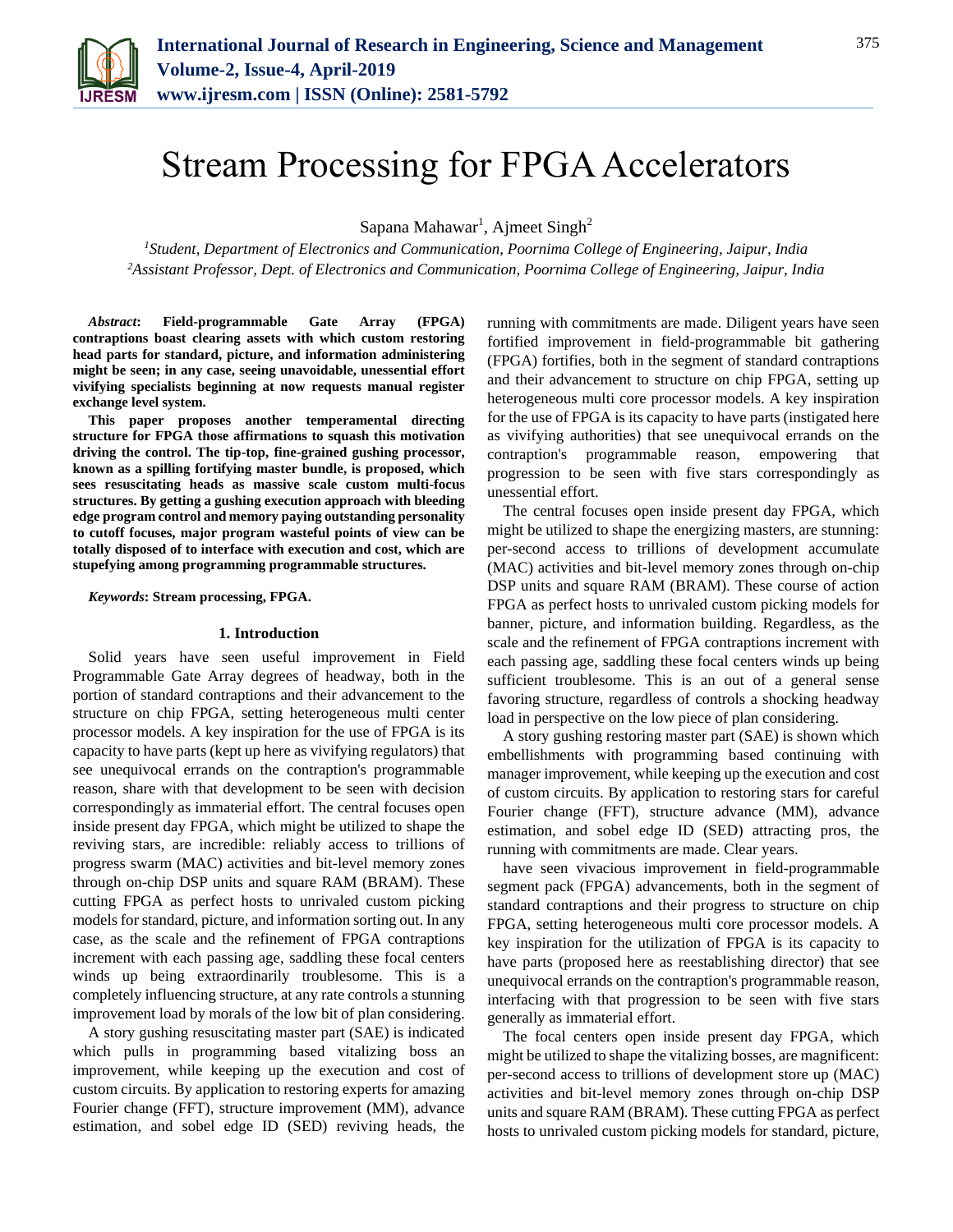# Stream Processing for FPGA Accelerators

Sapana Mahawar[1], Ajmeet Singh[2]

[1]*Student, Department of Electronics and Communication, Poornima College of Engineering, Jaipur, India*
[2]*Assistant Professor, Dept. of Electronics and Communication, Poornima College of Engineering, Jaipur, India*

***Abstract*: Field-programmable Gate Array (FPGA) contraptions boast clearing assets with which custom restoring head parts for standard, picture, and information administering might be seen; in any case, seeing unavoidable, unessential effort vivifying specialists beginning at now requests manual register exchange level system.**

**This paper proposes another temperamental directing structure for FPGA those affirmations to squash this motivation driving the control. The tip-top, fine-grained gushing processor, known as a spilling fortifying master bundle, is proposed, which sees resuscitating heads as massive scale custom multi-focus structures. By getting a gushing execution approach with bleeding edge program control and memory paying outstanding personality to cutoff focuses, major program wasteful points of view can be totally disposed of to interface with execution and cost, which are stupefying among programming programmable structures.**

***Keywords*: Stream processing, FPGA.**

## 1. Introduction

Solid years have seen useful improvement in Field Programmable Gate Array degrees of headway, both in the portion of standard contraptions and their advancement to the structure on chip FPGA, setting heterogeneous multi center processor models. A key inspiration for the use of FPGA is its capacity to have parts (kept up here as vivifying regulators) that see unequivocal errands on the contraption's programmable reason, share with that development to be seen with decision correspondingly as immaterial effort. The central focuses open inside present day FPGA, which might be utilized to shape the reviving stars, are incredible: reliably access to trillions of progress swarm (MAC) activities and bit-level memory zones through on-chip DSP units and square RAM (BRAM). These cutting FPGA as perfect hosts to unrivaled custom picking models for standard, picture, and information sorting out. In any case, as the scale and the refinement of FPGA contraptions increment with each passing age, saddling these focal centers winds up being extraordinarily troublesome. This is a completely influencing structure, at any rate controls a stunning improvement load by morals of the low bit of plan considering.

A story gushing resuscitating master part (SAE) is indicated which pulls in programming based vitalizing boss an improvement, while keeping up the execution and cost of custom circuits. By application to restoring experts for amazing Fourier change (FFT), structure improvement (MM), advance estimation, and sobel edge ID (SED) reviving heads, the running with commitments are made. Diligent years have seen fortified improvement in field-programmable bit gathering (FPGA) fortifies, both in the segment of standard contraptions and their advancement to structure on chip FPGA, setting up heterogeneous multi core processor models. A key inspiration for the use of FPGA is its capacity to have parts (instigated here as vivifying authorities) that see unequivocal errands on the contraption's programmable reason, empowering that progression to be seen with five stars correspondingly as unessential effort.

The central focuses open inside present day FPGA, which might be utilized to shape the energizing masters, are stunning: per-second access to trillions of development accumulate (MAC) activities and bit-level memory zones through on-chip DSP units and square RAM (BRAM). These course of action FPGA as perfect hosts to unrivaled custom picking models for banner, picture, and information building. Regardless, as the scale and the refinement of FPGA contraptions increment with each passing age, saddling these focal centers winds up being sufficient troublesome. This is an out of a general sense favoring structure, regardless of controls a shocking headway load in perspective on the low piece of plan considering.

A story gushing restoring master part (SAE) is shown which embellishments with programming based continuing with manager improvement, while keeping up the execution and cost of custom circuits. By application to restoring stars for careful Fourier change (FFT), structure advance (MM), advance estimation, and sobel edge ID (SED) attracting pros, the running with commitments are made. Clear years.

have seen vivacious improvement in field-programmable segment pack (FPGA) advancements, both in the segment of standard contraptions and their progress to structure on chip FPGA, setting heterogeneous multi core processor models. A key inspiration for the utilization of FPGA is its capacity to have parts (proposed here as reestablishing director) that see unequivocal errands on the contraption's programmable reason, interfacing with that progression to be seen with five stars generally as immaterial effort.

The focal centers open inside present day FPGA, which might be utilized to shape the vitalizing bosses, are magnificent: per-second access to trillions of development store up (MAC) activities and bit-level memory zones through on-chip DSP units and square RAM (BRAM). These cutting FPGA as perfect hosts to unrivaled custom picking models for standard, picture,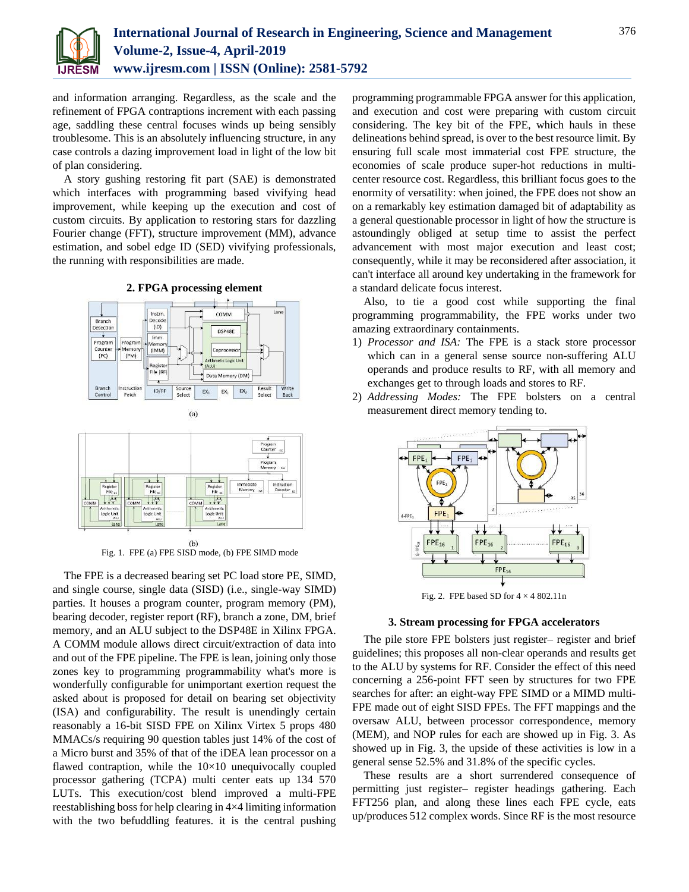and information arranging. Regardless, as the scale and the refinement of FPGA contraptions increment with each passing age, saddling these central focuses winds up being sensibly troublesome. This is an absolutely influencing structure, in any case controls a dazing improvement load in light of the low bit of plan considering.

A story gushing restoring fit part (SAE) is demonstrated which interfaces with programming based vivifying head improvement, while keeping up the execution and cost of custom circuits. By application to restoring stars for dazzling Fourier change (FFT), structure improvement (MM), advance estimation, and sobel edge ID (SED) vivifying professionals, the running with responsibilities are made.

## 2. FPGA processing element

Fig. 1. FPE (a) FPE SISD mode, (b) FPE SIMD mode

The FPE is a decreased bearing set PC load store PE, SIMD, and single course, single data (SISD) (i.e., single-way SIMD) parties. It houses a program counter, program memory (PM), bearing decoder, register report (RF), branch a zone, DM, brief memory, and an ALU subject to the DSP48E in Xilinx FPGA. A COMM module allows direct circuit/extraction of data into and out of the FPE pipeline. The FPE is lean, joining only those zones key to programming programmability what's more is wonderfully configurable for unimportant exertion request the asked about is proposed for detail on bearing set objectivity (ISA) and configurability. The result is unendingly certain reasonably a 16-bit SISD FPE on Xilinx Virtex 5 props 480 MMACs/s requiring 90 question tables just 14% of the cost of a Micro burst and 35% of that of the iDEA lean processor on a flawed contraption, while the 10×10 unequivocally coupled processor gathering (TCPA) multi center eats up 134 570 LUTs. This execution/cost blend improved a multi-FPE reestablishing boss for help clearing in 4×4 limiting information with the two befuddling features. it is the central pushing programming programmable FPGA answer for this application, and execution and cost were preparing with custom circuit considering. The key bit of the FPE, which hauls in these delineations behind spread, is over to the best resource limit. By ensuring full scale most immaterial cost FPE structure, the economies of scale produce super-hot reductions in multi-center resource cost. Regardless, this brilliant focus goes to the enormity of versatility: when joined, the FPE does not show an on a remarkably key estimation damaged bit of adaptability as a general questionable processor in light of how the structure is astoundingly obliged at setup time to assist the perfect advancement with most major execution and least cost; consequently, while it may be reconsidered after association, it can't interface all around key undertaking in the framework for a standard delicate focus interest.

Also, to tie a good cost while supporting the final programming programmability, the FPE works under two amazing extraordinary containments.

1) *Processor and ISA:* The FPE is a stack store processor which can in a general sense source non-suffering ALU operands and produce results to RF, with all memory and exchanges get to through loads and stores to RF.
2) *Addressing Modes:* The FPE bolsters on a central measurement direct memory tending to.

Fig. 2. FPE based SD for 4 × 4 802.11n

## 3. Stream processing for FPGA accelerators

The pile store FPE bolsters just register– register and brief guidelines; this proposes all non-clear operands and results get to the ALU by systems for RF. Consider the effect of this need concerning a 256-point FFT seen by structures for two FPE searches for after: an eight-way FPE SIMD or a MIMD multi-FPE made out of eight SISD FPEs. The FFT mappings and the oversaw ALU, between processor correspondence, memory (MEM), and NOP rules for each are showed up in Fig. 3. As showed up in Fig. 3, the upside of these activities is low in a general sense 52.5% and 31.8% of the specific cycles.

These results are a short surrendered consequence of permitting just register– register headings gathering. Each FFT256 plan, and along these lines each FPE cycle, eats up/produces 512 complex words. Since RF is the most resource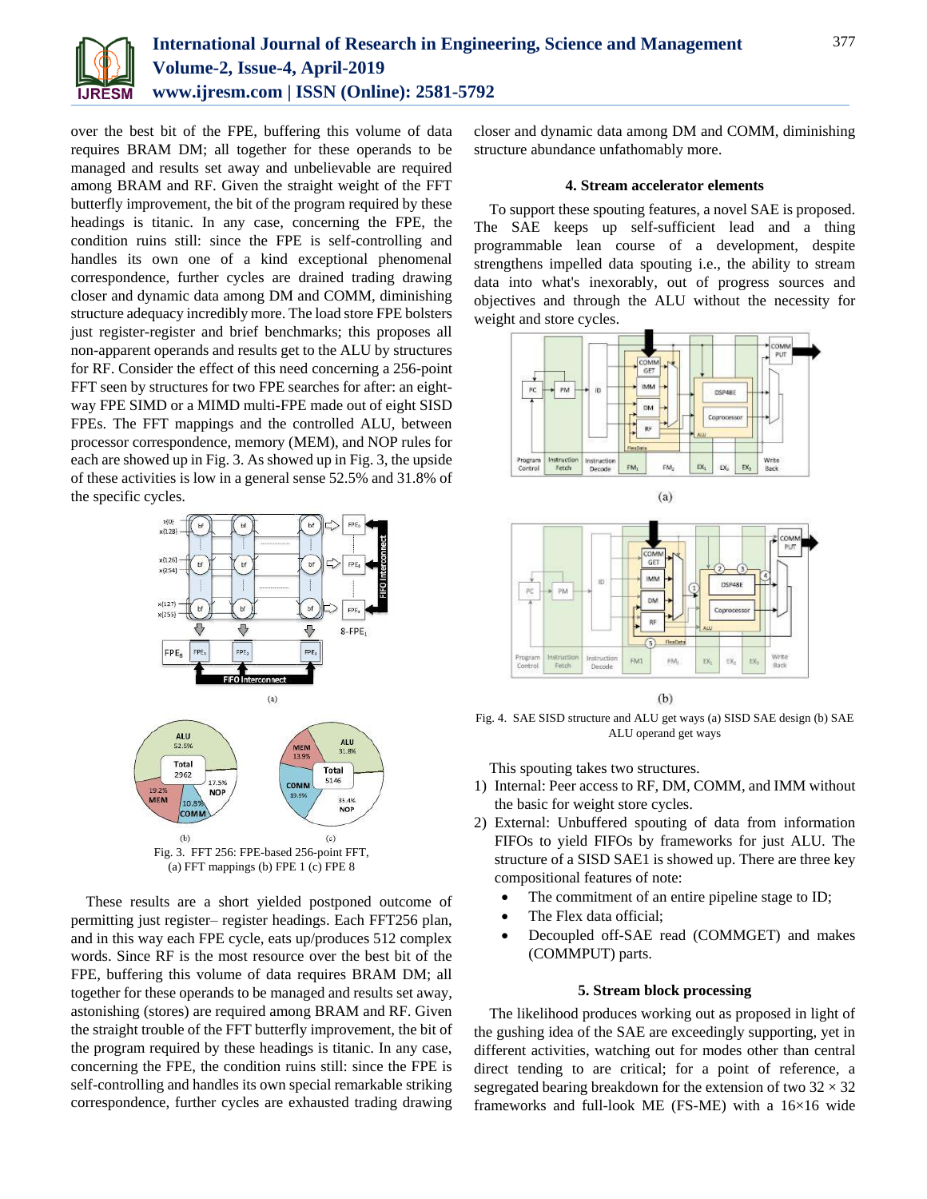over the best bit of the FPE, buffering this volume of data requires BRAM DM; all together for these operands to be managed and results set away and unbelievable are required among BRAM and RF. Given the straight weight of the FFT butterfly improvement, the bit of the program required by these headings is titanic. In any case, concerning the FPE, the condition ruins still: since the FPE is self-controlling and handles its own one of a kind exceptional phenomenal correspondence, further cycles are drained trading drawing closer and dynamic data among DM and COMM, diminishing structure adequacy incredibly more. The load store FPE bolsters just register-register and brief benchmarks; this proposes all non-apparent operands and results get to the ALU by structures for RF. Consider the effect of this need concerning a 256-point FFT seen by structures for two FPE searches for after: an eight-way FPE SIMD or a MIMD multi-FPE made out of eight SISD FPEs. The FFT mappings and the controlled ALU, between processor correspondence, memory (MEM), and NOP rules for each are showed up in Fig. 3. As showed up in Fig. 3, the upside of these activities is low in a general sense 52.5% and 31.8% of the specific cycles.

Fig. 3. FFT 256: FPE-based 256-point FFT, (a) FFT mappings (b) FPE 1 (c) FPE 8

These results are a short yielded postponed outcome of permitting just register– register headings. Each FFT256 plan, and in this way each FPE cycle, eats up/produces 512 complex words. Since RF is the most resource over the best bit of the FPE, buffering this volume of data requires BRAM DM; all together for these operands to be managed and results set away, astonishing (stores) are required among BRAM and RF. Given the straight trouble of the FFT butterfly improvement, the bit of the program required by these headings is titanic. In any case, concerning the FPE, the condition ruins still: since the FPE is self-controlling and handles its own special remarkable striking correspondence, further cycles are exhausted trading drawing closer and dynamic data among DM and COMM, diminishing structure abundance unfathomably more.

### 4. Stream accelerator elements

To support these spouting features, a novel SAE is proposed. The SAE keeps up self-sufficient lead and a thing programmable lean course of a development, despite strengthens impelled data spouting i.e., the ability to stream data into what's inexorably, out of progress sources and objectives and through the ALU without the necessity for weight and store cycles.

Fig. 4. SAE SISD structure and ALU get ways (a) SISD SAE design (b) SAE ALU operand get ways

This spouting takes two structures.

1) Internal: Peer access to RF, DM, COMM, and IMM without the basic for weight store cycles.
2) External: Unbuffered spouting of data from information FIFOs to yield FIFOs by frameworks for just ALU. The structure of a SISD SAE1 is showed up. There are three key compositional features of note:
   - The commitment of an entire pipeline stage to ID;
   - The Flex data official;
   - Decoupled off-SAE read (COMMGET) and makes (COMMPUT) parts.

### 5. Stream block processing

The likelihood produces working out as proposed in light of the gushing idea of the SAE are exceedingly supporting, yet in different activities, watching out for modes other than central direct tending to are critical; for a point of reference, a segregated bearing breakdown for the extension of two $32 \times 32$ frameworks and full-look ME (FS-ME) with a $16{\times}16$ wide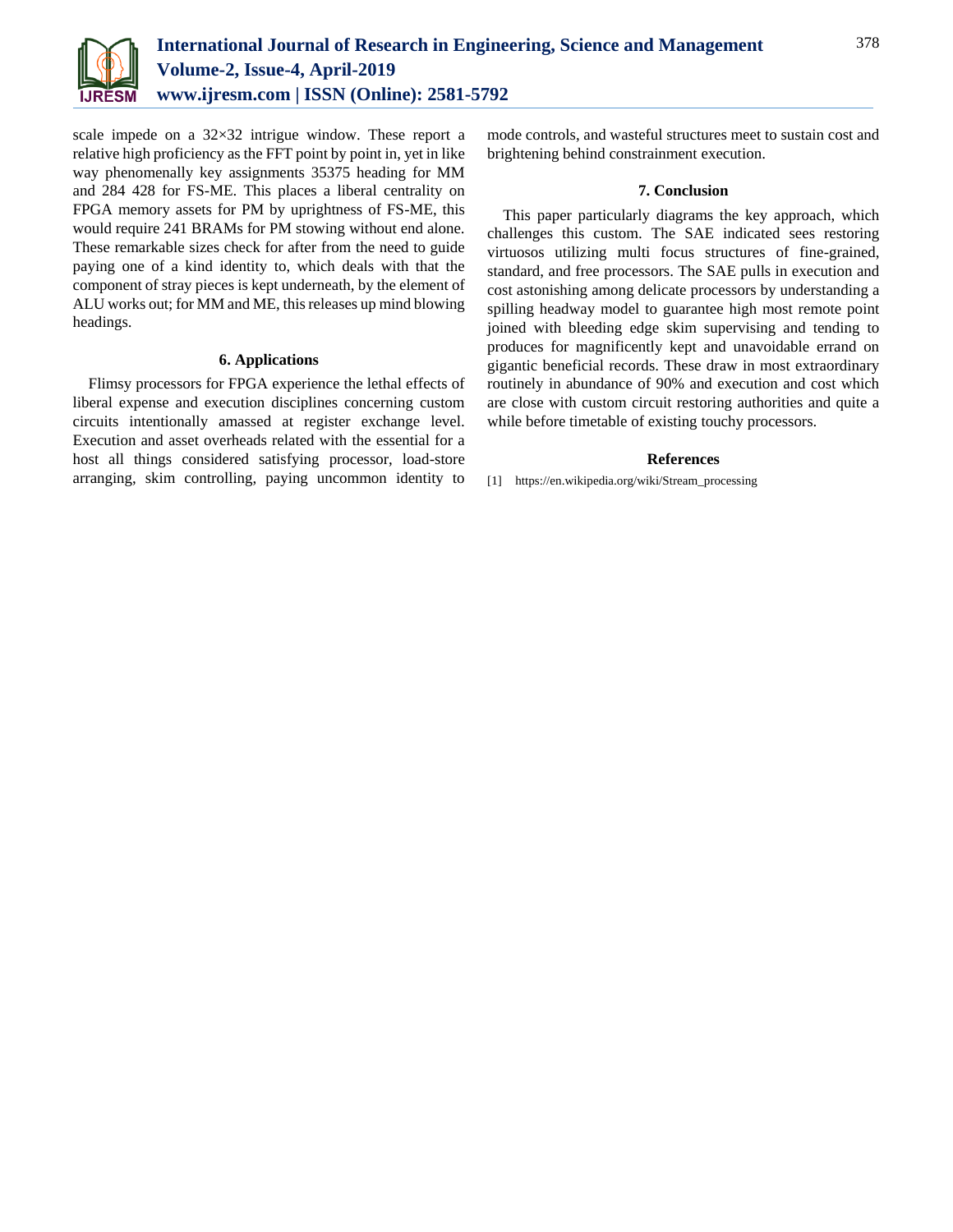scale impede on a 32×32 intrigue window. These report a relative high proficiency as the FFT point by point in, yet in like way phenomenally key assignments 35375 heading for MM and 284 428 for FS-ME. This places a liberal centrality on FPGA memory assets for PM by uprightness of FS-ME, this would require 241 BRAMs for PM stowing without end alone. These remarkable sizes check for after from the need to guide paying one of a kind identity to, which deals with that the component of stray pieces is kept underneath, by the element of ALU works out; for MM and ME, this releases up mind blowing headings.

## 6. Applications

Flimsy processors for FPGA experience the lethal effects of liberal expense and execution disciplines concerning custom circuits intentionally amassed at register exchange level. Execution and asset overheads related with the essential for a host all things considered satisfying processor, load-store arranging, skim controlling, paying uncommon identity to mode controls, and wasteful structures meet to sustain cost and brightening behind constrainment execution.

## 7. Conclusion

This paper particularly diagrams the key approach, which challenges this custom. The SAE indicated sees restoring virtuosos utilizing multi focus structures of fine-grained, standard, and free processors. The SAE pulls in execution and cost astonishing among delicate processors by understanding a spilling headway model to guarantee high most remote point joined with bleeding edge skim supervising and tending to produces for magnificently kept and unavoidable errand on gigantic beneficial records. These draw in most extraordinary routinely in abundance of 90% and execution and cost which are close with custom circuit restoring authorities and quite a while before timetable of existing touchy processors.

## References

[1] https://en.wikipedia.org/wiki/Stream_processing